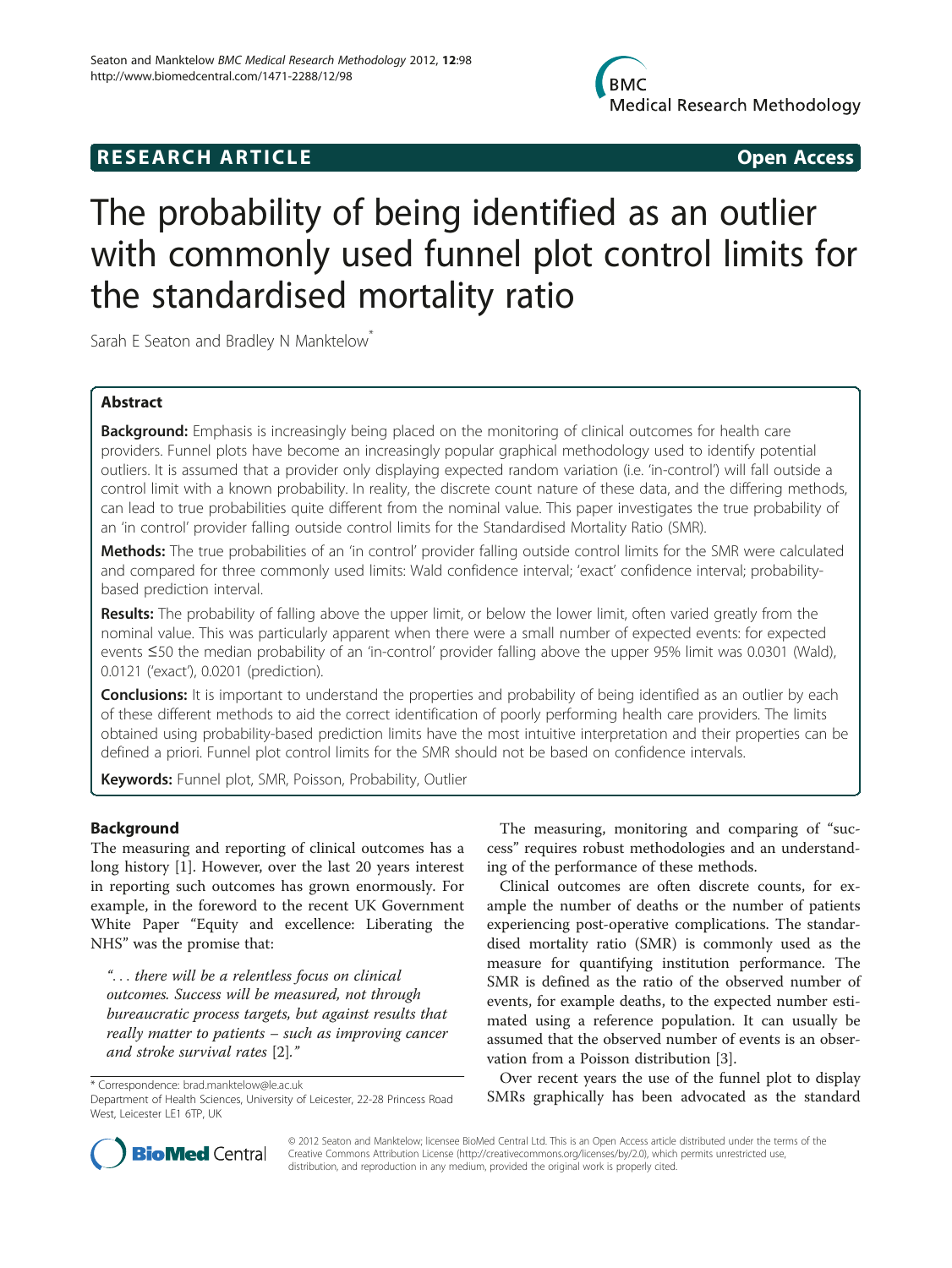**RESEARCH ARTICLE** **Open Access**

# The probability of being identified as an outlier with commonly used funnel plot control limits for the standardised mortality ratio

Sarah E Seaton and Bradley N Manktelow*

## Abstract

**Background:** Emphasis is increasingly being placed on the monitoring of clinical outcomes for health care providers. Funnel plots have become an increasingly popular graphical methodology used to identify potential outliers. It is assumed that a provider only displaying expected random variation (i.e. 'in-control') will fall outside a control limit with a known probability. In reality, the discrete count nature of these data, and the differing methods, can lead to true probabilities quite different from the nominal value. This paper investigates the true probability of an 'in control' provider falling outside control limits for the Standardised Mortality Ratio (SMR).

**Methods:** The true probabilities of an 'in control' provider falling outside control limits for the SMR were calculated and compared for three commonly used limits: Wald confidence interval; 'exact' confidence interval; probability-based prediction interval.

**Results:** The probability of falling above the upper limit, or below the lower limit, often varied greatly from the nominal value. This was particularly apparent when there were a small number of expected events: for expected events ≤50 the median probability of an 'in-control' provider falling above the upper 95% limit was 0.0301 (Wald), 0.0121 ('exact'), 0.0201 (prediction).

**Conclusions:** It is important to understand the properties and probability of being identified as an outlier by each of these different methods to aid the correct identification of poorly performing health care providers. The limits obtained using probability-based prediction limits have the most intuitive interpretation and their properties can be defined a priori. Funnel plot control limits for the SMR should not be based on confidence intervals.

**Keywords:** Funnel plot, SMR, Poisson, Probability, Outlier

## Background

The measuring and reporting of clinical outcomes has a long history [1]. However, over the last 20 years interest in reporting such outcomes has grown enormously. For example, in the foreword to the recent UK Government White Paper "Equity and excellence: Liberating the NHS" was the promise that:

> *". . . there will be a relentless focus on clinical outcomes. Success will be measured, not through bureaucratic process targets, but against results that really matter to patients – such as improving cancer and stroke survival rates [2]."*

The measuring, monitoring and comparing of "success" requires robust methodologies and an understanding of the performance of these methods.

Clinical outcomes are often discrete counts, for example the number of deaths or the number of patients experiencing post-operative complications. The standardised mortality ratio (SMR) is commonly used as the measure for quantifying institution performance. The SMR is defined as the ratio of the observed number of events, for example deaths, to the expected number estimated using a reference population. It can usually be assumed that the observed number of events is an observation from a Poisson distribution [3].

Over recent years the use of the funnel plot to display SMRs graphically has been advocated as the standard

\* Correspondence: brad.manktelow@le.ac.uk
Department of Health Sciences, University of Leicester, 22-28 Princess Road West, Leicester LE1 6TP, UK

© 2012 Seaton and Manktelow; licensee BioMed Central Ltd. This is an Open Access article distributed under the terms of the Creative Commons Attribution License (http://creativecommons.org/licenses/by/2.0), which permits unrestricted use, distribution, and reproduction in any medium, provided the original work is properly cited.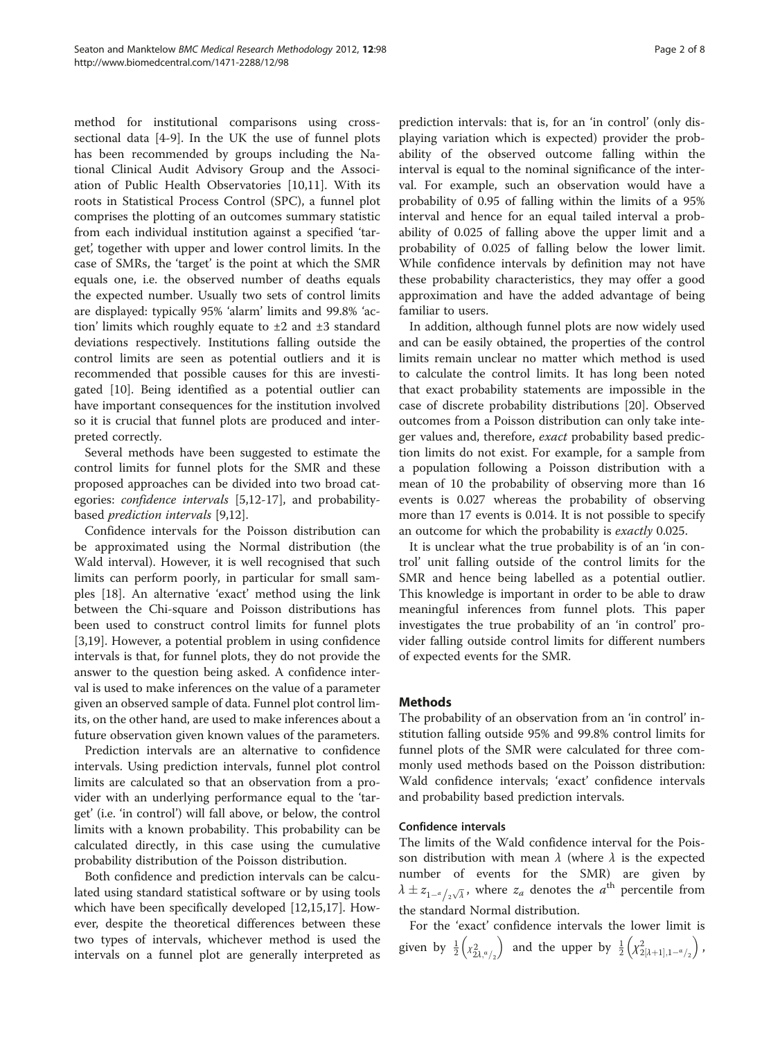method for institutional comparisons using cross-sectional data [4-9]. In the UK the use of funnel plots has been recommended by groups including the National Clinical Audit Advisory Group and the Association of Public Health Observatories [10,11]. With its roots in Statistical Process Control (SPC), a funnel plot comprises the plotting of an outcomes summary statistic from each individual institution against a specified 'target', together with upper and lower control limits. In the case of SMRs, the 'target' is the point at which the SMR equals one, i.e. the observed number of deaths equals the expected number. Usually two sets of control limits are displayed: typically 95% 'alarm' limits and 99.8% 'action' limits which roughly equate to ±2 and ±3 standard deviations respectively. Institutions falling outside the control limits are seen as potential outliers and it is recommended that possible causes for this are investigated [10]. Being identified as a potential outlier can have important consequences for the institution involved so it is crucial that funnel plots are produced and interpreted correctly.

Several methods have been suggested to estimate the control limits for funnel plots for the SMR and these proposed approaches can be divided into two broad categories: *confidence intervals* [5,12-17], and probability-based *prediction intervals* [9,12].

Confidence intervals for the Poisson distribution can be approximated using the Normal distribution (the Wald interval). However, it is well recognised that such limits can perform poorly, in particular for small samples [18]. An alternative 'exact' method using the link between the Chi-square and Poisson distributions has been used to construct control limits for funnel plots [3,19]. However, a potential problem in using confidence intervals is that, for funnel plots, they do not provide the answer to the question being asked. A confidence interval is used to make inferences on the value of a parameter given an observed sample of data. Funnel plot control limits, on the other hand, are used to make inferences about a future observation given known values of the parameters.

Prediction intervals are an alternative to confidence intervals. Using prediction intervals, funnel plot control limits are calculated so that an observation from a provider with an underlying performance equal to the 'target' (i.e. 'in control') will fall above, or below, the control limits with a known probability. This probability can be calculated directly, in this case using the cumulative probability distribution of the Poisson distribution.

Both confidence and prediction intervals can be calculated using standard statistical software or by using tools which have been specifically developed [12,15,17]. However, despite the theoretical differences between these two types of intervals, whichever method is used the intervals on a funnel plot are generally interpreted as prediction intervals: that is, for an 'in control' (only displaying variation which is expected) provider the probability of the observed outcome falling within the interval is equal to the nominal significance of the interval. For example, such an observation would have a probability of 0.95 of falling within the limits of a 95% interval and hence for an equal tailed interval a probability of 0.025 of falling above the upper limit and a probability of 0.025 of falling below the lower limit. While confidence intervals by definition may not have these probability characteristics, they may offer a good approximation and have the added advantage of being familiar to users.

In addition, although funnel plots are now widely used and can be easily obtained, the properties of the control limits remain unclear no matter which method is used to calculate the control limits. It has long been noted that exact probability statements are impossible in the case of discrete probability distributions [20]. Observed outcomes from a Poisson distribution can only take integer values and, therefore, *exact* probability based prediction limits do not exist. For example, for a sample from a population following a Poisson distribution with a mean of 10 the probability of observing more than 16 events is 0.027 whereas the probability of observing more than 17 events is 0.014. It is not possible to specify an outcome for which the probability is *exactly* 0.025.

It is unclear what the true probability is of an 'in control' unit falling outside of the control limits for the SMR and hence being labelled as a potential outlier. This knowledge is important in order to be able to draw meaningful inferences from funnel plots. This paper investigates the true probability of an 'in control' provider falling outside control limits for different numbers of expected events for the SMR.

## Methods

The probability of an observation from an 'in control' institution falling outside 95% and 99.8% control limits for funnel plots of the SMR were calculated for three commonly used methods based on the Poisson distribution: Wald confidence intervals; 'exact' confidence intervals and probability based prediction intervals.

### Confidence intervals

The limits of the Wald confidence interval for the Poisson distribution with mean $\lambda$ (where $\lambda$ is the expected number of events for the SMR) are given by $\lambda \pm z_{1-\alpha/2}\sqrt{\lambda}$, where $z_a$ denotes the $a^{\text{th}}$ percentile from the standard Normal distribution.

For the 'exact' confidence intervals the lower limit is given by $\frac{1}{2}\left(\chi^2_{2\lambda,\alpha/2}\right)$ and the upper by $\frac{1}{2}\left(\chi^2_{2[\lambda+1],1-\alpha/2}\right)$,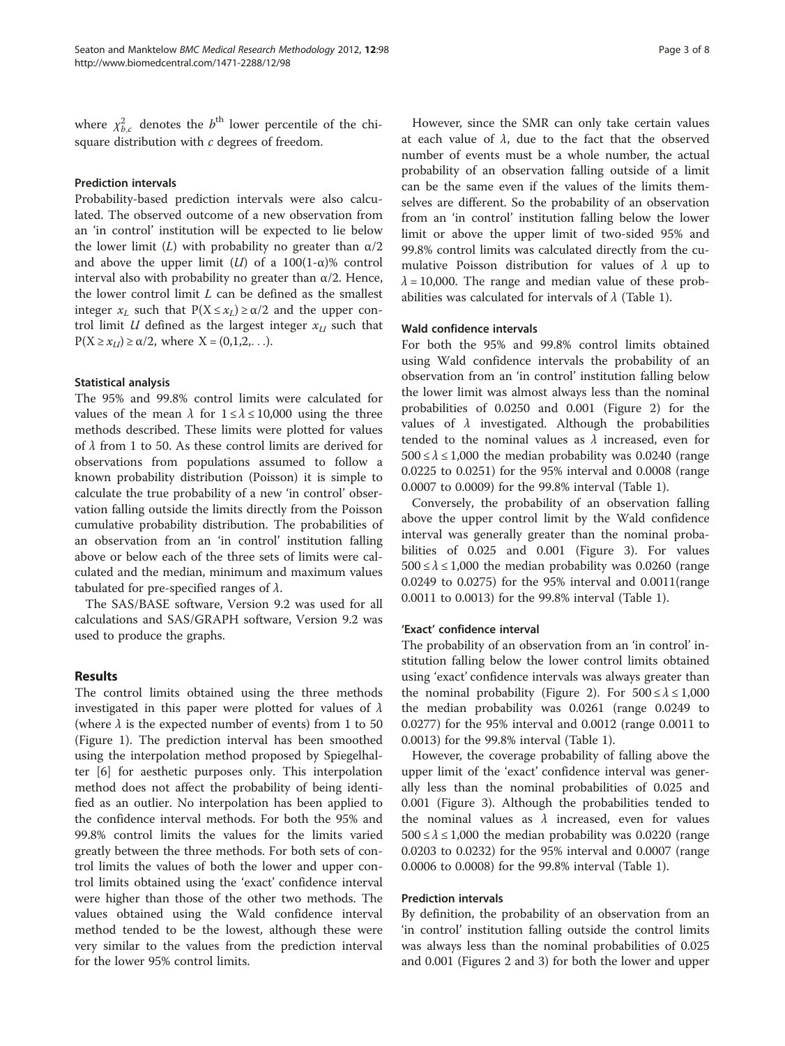where $\chi^2_{b,c}$ denotes the $b^{\text{th}}$ lower percentile of the chi-square distribution with $c$ degrees of freedom.

#### Prediction intervals

Probability-based prediction intervals were also calculated. The observed outcome of a new observation from an 'in control' institution will be expected to lie below the lower limit ($L$) with probability no greater than $\alpha/2$ and above the upper limit ($U$) of a $100(1\text{-}\alpha)\%$ control interval also with probability no greater than $\alpha/2$. Hence, the lower control limit $L$ can be defined as the smallest integer $x_L$ such that $P(X \leq x_L) \geq \alpha/2$ and the upper control limit $U$ defined as the largest integer $x_U$ such that $P(X \geq x_U) \geq \alpha/2$, where $X = (0,1,2,\ldots)$.

#### Statistical analysis

The 95% and 99.8% control limits were calculated for values of the mean $\lambda$ for $1 \leq \lambda \leq 10{,}000$ using the three methods described. These limits were plotted for values of $\lambda$ from 1 to 50. As these control limits are derived for observations from populations assumed to follow a known probability distribution (Poisson) it is simple to calculate the true probability of a new 'in control' observation falling outside the limits directly from the Poisson cumulative probability distribution. The probabilities of an observation from an 'in control' institution falling above or below each of the three sets of limits were calculated and the median, minimum and maximum values tabulated for pre-specified ranges of $\lambda$.

The SAS/BASE software, Version 9.2 was used for all calculations and SAS/GRAPH software, Version 9.2 was used to produce the graphs.

## Results

The control limits obtained using the three methods investigated in this paper were plotted for values of $\lambda$ (where $\lambda$ is the expected number of events) from 1 to 50 (Figure 1). The prediction interval has been smoothed using the interpolation method proposed by Spiegelhalter [6] for aesthetic purposes only. This interpolation method does not affect the probability of being identified as an outlier. No interpolation has been applied to the confidence interval methods. For both the 95% and 99.8% control limits the values for the limits varied greatly between the three methods. For both sets of control limits the values of both the lower and upper control limits obtained using the 'exact' confidence interval were higher than those of the other two methods. The values obtained using the Wald confidence interval method tended to be the lowest, although these were very similar to the values from the prediction interval for the lower 95% control limits.

However, since the SMR can only take certain values at each value of $\lambda$, due to the fact that the observed number of events must be a whole number, the actual probability of an observation falling outside of a limit can be the same even if the values of the limits themselves are different. So the probability of an observation from an 'in control' institution falling below the lower limit or above the upper limit of two-sided 95% and 99.8% control limits was calculated directly from the cumulative Poisson distribution for values of $\lambda$ up to $\lambda = 10{,}000$. The range and median value of these probabilities was calculated for intervals of $\lambda$ (Table 1).

#### Wald confidence intervals

For both the 95% and 99.8% control limits obtained using Wald confidence intervals the probability of an observation from an 'in control' institution falling below the lower limit was almost always less than the nominal probabilities of 0.0250 and 0.001 (Figure 2) for the values of $\lambda$ investigated. Although the probabilities tended to the nominal values as $\lambda$ increased, even for $500 \leq \lambda \leq 1{,}000$ the median probability was 0.0240 (range 0.0225 to 0.0251) for the 95% interval and 0.0008 (range 0.0007 to 0.0009) for the 99.8% interval (Table 1).

Conversely, the probability of an observation falling above the upper control limit by the Wald confidence interval was generally greater than the nominal probabilities of 0.025 and 0.001 (Figure 3). For values $500 \leq \lambda \leq 1{,}000$ the median probability was 0.0260 (range 0.0249 to 0.0275) for the 95% interval and 0.0011(range 0.0011 to 0.0013) for the 99.8% interval (Table 1).

#### 'Exact' confidence interval

The probability of an observation from an 'in control' institution falling below the lower control limits obtained using 'exact' confidence intervals was always greater than the nominal probability (Figure 2). For $500 \leq \lambda \leq 1{,}000$ the median probability was 0.0261 (range 0.0249 to 0.0277) for the 95% interval and 0.0012 (range 0.0011 to 0.0013) for the 99.8% interval (Table 1).

However, the coverage probability of falling above the upper limit of the 'exact' confidence interval was generally less than the nominal probabilities of 0.025 and 0.001 (Figure 3). Although the probabilities tended to the nominal values as $\lambda$ increased, even for values $500 \leq \lambda \leq 1{,}000$ the median probability was 0.0220 (range 0.0203 to 0.0232) for the 95% interval and 0.0007 (range 0.0006 to 0.0008) for the 99.8% interval (Table 1).

#### Prediction intervals

By definition, the probability of an observation from an 'in control' institution falling outside the control limits was always less than the nominal probabilities of 0.025 and 0.001 (Figures 2 and 3) for both the lower and upper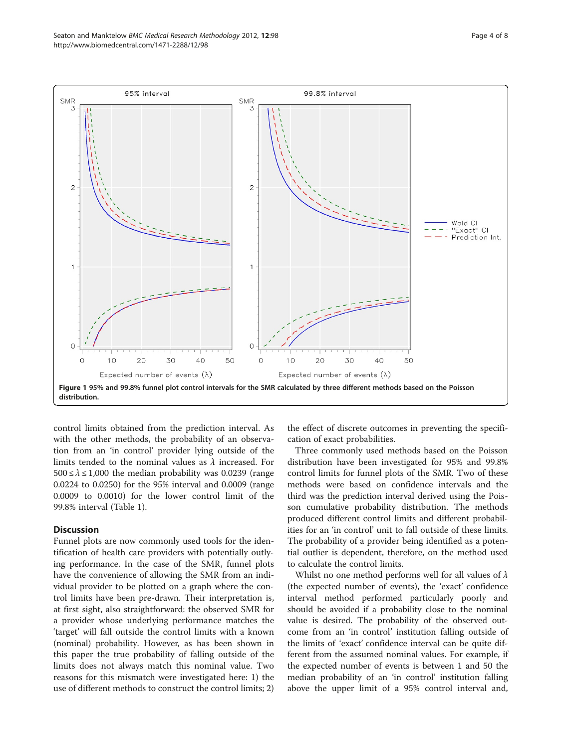**Figure 1** 95% and 99.8% funnel plot control intervals for the SMR calculated by three different methods based on the Poisson distribution.

control limits obtained from the prediction interval. As with the other methods, the probability of an observation from an 'in control' provider lying outside of the limits tended to the nominal values as $\lambda$ increased. For $500 \le \lambda \le 1{,}000$ the median probability was 0.0239 (range 0.0224 to 0.0250) for the 95% interval and 0.0009 (range 0.0009 to 0.0010) for the lower control limit of the 99.8% interval (Table 1).

## Discussion

Funnel plots are now commonly used tools for the identification of health care providers with potentially outlying performance. In the case of the SMR, funnel plots have the convenience of allowing the SMR from an individual provider to be plotted on a graph where the control limits have been pre-drawn. Their interpretation is, at first sight, also straightforward: the observed SMR for a provider whose underlying performance matches the 'target' will fall outside the control limits with a known (nominal) probability. However, as has been shown in this paper the true probability of falling outside of the limits does not always match this nominal value. Two reasons for this mismatch were investigated here: 1) the use of different methods to construct the control limits; 2) the effect of discrete outcomes in preventing the specification of exact probabilities.

Three commonly used methods based on the Poisson distribution have been investigated for 95% and 99.8% control limits for funnel plots of the SMR. Two of these methods were based on confidence intervals and the third was the prediction interval derived using the Poisson cumulative probability distribution. The methods produced different control limits and different probabilities for an 'in control' unit to fall outside of these limits. The probability of a provider being identified as a potential outlier is dependent, therefore, on the method used to calculate the control limits.

Whilst no one method performs well for all values of $\lambda$ (the expected number of events), the 'exact' confidence interval method performed particularly poorly and should be avoided if a probability close to the nominal value is desired. The probability of the observed outcome from an 'in control' institution falling outside of the limits of 'exact' confidence interval can be quite different from the assumed nominal values. For example, if the expected number of events is between 1 and 50 the median probability of an 'in control' institution falling above the upper limit of a 95% control interval and,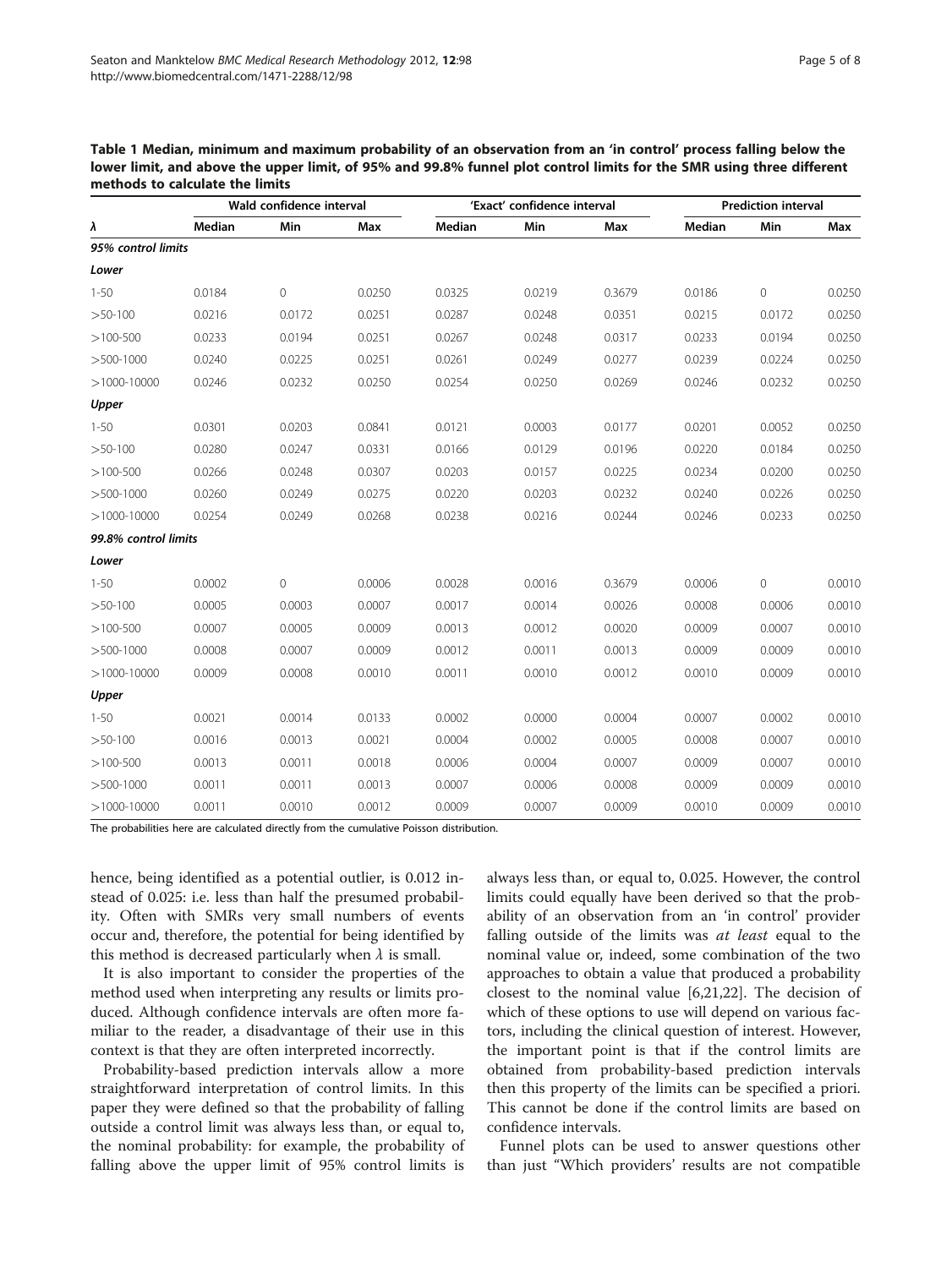**Table 1 Median, minimum and maximum probability of an observation from an 'in control' process falling below the lower limit, and above the upper limit, of 95% and 99.8% funnel plot control limits for the SMR using three different methods to calculate the limits**

| | Wald confidence interval | | | 'Exact' confidence interval | | | Prediction interval | | |
|---|---|---|---|---|---|---|---|---|---|
| $\lambda$ | Median | Min | Max | Median | Min | Max | Median | Min | Max |
| ***95% control limits*** | | | | | | | | | |
| ***Lower*** | | | | | | | | | |
| 1-50 | 0.0184 | 0 | 0.0250 | 0.0325 | 0.0219 | 0.3679 | 0.0186 | 0 | 0.0250 |
| >50-100 | 0.0216 | 0.0172 | 0.0251 | 0.0287 | 0.0248 | 0.0351 | 0.0215 | 0.0172 | 0.0250 |
| >100-500 | 0.0233 | 0.0194 | 0.0251 | 0.0267 | 0.0248 | 0.0317 | 0.0233 | 0.0194 | 0.0250 |
| >500-1000 | 0.0240 | 0.0225 | 0.0251 | 0.0261 | 0.0249 | 0.0277 | 0.0239 | 0.0224 | 0.0250 |
| >1000-10000 | 0.0246 | 0.0232 | 0.0250 | 0.0254 | 0.0250 | 0.0269 | 0.0246 | 0.0232 | 0.0250 |
| ***Upper*** | | | | | | | | | |
| 1-50 | 0.0301 | 0.0203 | 0.0841 | 0.0121 | 0.0003 | 0.0177 | 0.0201 | 0.0052 | 0.0250 |
| >50-100 | 0.0280 | 0.0247 | 0.0331 | 0.0166 | 0.0129 | 0.0196 | 0.0220 | 0.0184 | 0.0250 |
| >100-500 | 0.0266 | 0.0248 | 0.0307 | 0.0203 | 0.0157 | 0.0225 | 0.0234 | 0.0200 | 0.0250 |
| >500-1000 | 0.0260 | 0.0249 | 0.0275 | 0.0220 | 0.0203 | 0.0232 | 0.0240 | 0.0226 | 0.0250 |
| >1000-10000 | 0.0254 | 0.0249 | 0.0268 | 0.0238 | 0.0216 | 0.0244 | 0.0246 | 0.0233 | 0.0250 |
| ***99.8% control limits*** | | | | | | | | | |
| ***Lower*** | | | | | | | | | |
| 1-50 | 0.0002 | 0 | 0.0006 | 0.0028 | 0.0016 | 0.3679 | 0.0006 | 0 | 0.0010 |
| >50-100 | 0.0005 | 0.0003 | 0.0007 | 0.0017 | 0.0014 | 0.0026 | 0.0008 | 0.0006 | 0.0010 |
| >100-500 | 0.0007 | 0.0005 | 0.0009 | 0.0013 | 0.0012 | 0.0020 | 0.0009 | 0.0007 | 0.0010 |
| >500-1000 | 0.0008 | 0.0007 | 0.0009 | 0.0012 | 0.0011 | 0.0013 | 0.0009 | 0.0009 | 0.0010 |
| >1000-10000 | 0.0009 | 0.0008 | 0.0010 | 0.0011 | 0.0010 | 0.0012 | 0.0010 | 0.0009 | 0.0010 |
| ***Upper*** | | | | | | | | | |
| 1-50 | 0.0021 | 0.0014 | 0.0133 | 0.0002 | 0.0000 | 0.0004 | 0.0007 | 0.0002 | 0.0010 |
| >50-100 | 0.0016 | 0.0013 | 0.0021 | 0.0004 | 0.0002 | 0.0005 | 0.0008 | 0.0007 | 0.0010 |
| >100-500 | 0.0013 | 0.0011 | 0.0018 | 0.0006 | 0.0004 | 0.0007 | 0.0009 | 0.0007 | 0.0010 |
| >500-1000 | 0.0011 | 0.0011 | 0.0013 | 0.0007 | 0.0006 | 0.0008 | 0.0009 | 0.0009 | 0.0010 |
| >1000-10000 | 0.0011 | 0.0010 | 0.0012 | 0.0009 | 0.0007 | 0.0009 | 0.0010 | 0.0009 | 0.0010 |

The probabilities here are calculated directly from the cumulative Poisson distribution.

hence, being identified as a potential outlier, is 0.012 instead of 0.025: i.e. less than half the presumed probability. Often with SMRs very small numbers of events occur and, therefore, the potential for being identified by this method is decreased particularly when $\lambda$ is small.

It is also important to consider the properties of the method used when interpreting any results or limits produced. Although confidence intervals are often more familiar to the reader, a disadvantage of their use in this context is that they are often interpreted incorrectly.

Probability-based prediction intervals allow a more straightforward interpretation of control limits. In this paper they were defined so that the probability of falling outside a control limit was always less than, or equal to, the nominal probability: for example, the probability of falling above the upper limit of 95% control limits is always less than, or equal to, 0.025. However, the control limits could equally have been derived so that the probability of an observation from an 'in control' provider falling outside of the limits was *at least* equal to the nominal value or, indeed, some combination of the two approaches to obtain a value that produced a probability closest to the nominal value [6,21,22]. The decision of which of these options to use will depend on various factors, including the clinical question of interest. However, the important point is that if the control limits are obtained from probability-based prediction intervals then this property of the limits can be specified a priori. This cannot be done if the control limits are based on confidence intervals.

Funnel plots can be used to answer questions other than just "Which providers' results are not compatible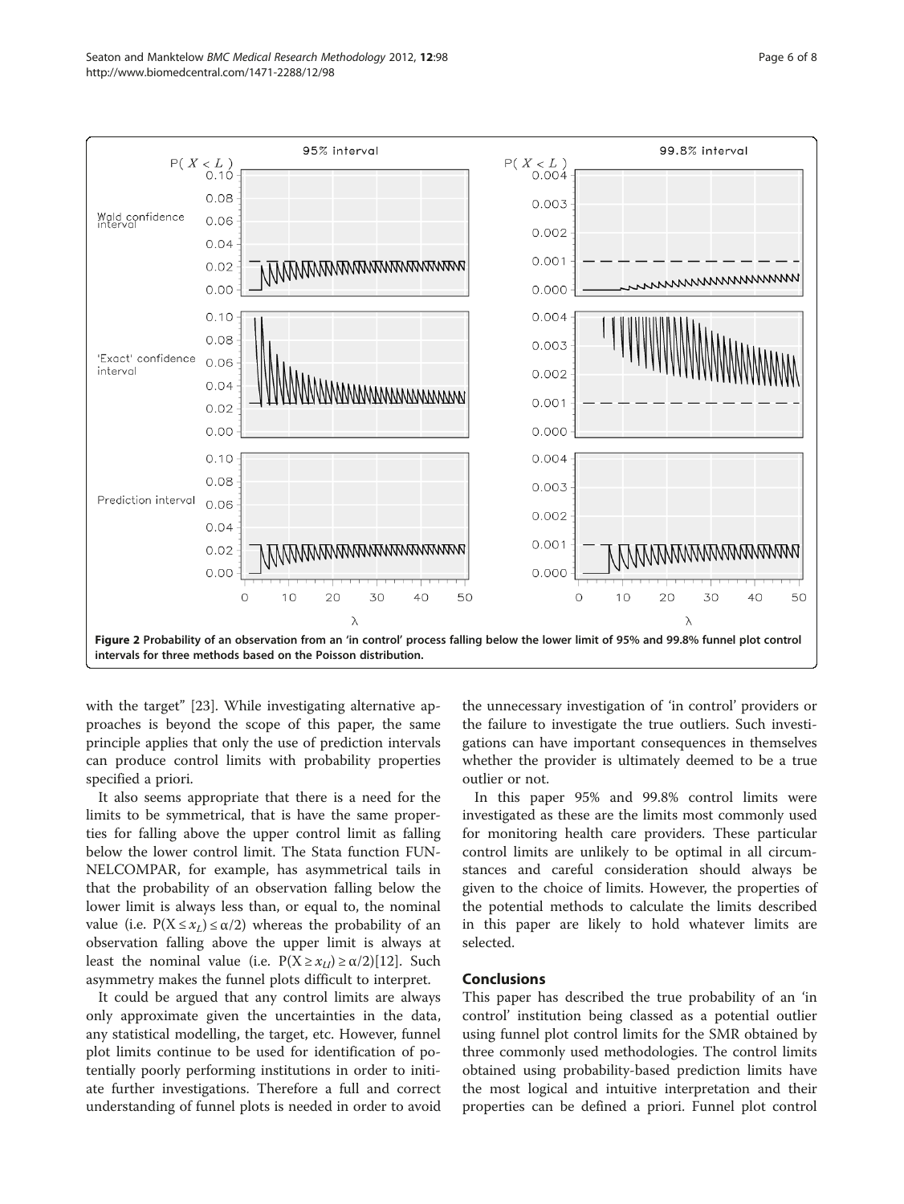95% interval

99.8% interval

P( X < L )

Wald confidence interval

'Exact' confidence interval

Prediction interval

0.10
0.08
0.06
0.04
0.02
0.00

0.004
0.003
0.002
0.001
0.000

0 10 20 30 40 50

λ

**Figure 2 Probability of an observation from an 'in control' process falling below the lower limit of 95% and 99.8% funnel plot control intervals for three methods based on the Poisson distribution.**

with the target" [23]. While investigating alternative approaches is beyond the scope of this paper, the same principle applies that only the use of prediction intervals can produce control limits with probability properties specified a priori.

It also seems appropriate that there is a need for the limits to be symmetrical, that is have the same properties for falling above the upper control limit as falling below the lower control limit. The Stata function FUNNELCOMPAR, for example, has asymmetrical tails in that the probability of an observation falling below the lower limit is always less than, or equal to, the nominal value (i.e. $P(X \le x_L) \le \alpha/2$) whereas the probability of an observation falling above the upper limit is always at least the nominal value (i.e. $P(X \ge x_U) \ge \alpha/2$)[12]. Such asymmetry makes the funnel plots difficult to interpret.

It could be argued that any control limits are always only approximate given the uncertainties in the data, any statistical modelling, the target, etc. However, funnel plot limits continue to be used for identification of potentially poorly performing institutions in order to initiate further investigations. Therefore a full and correct understanding of funnel plots is needed in order to avoid the unnecessary investigation of 'in control' providers or the failure to investigate the true outliers. Such investigations can have important consequences in themselves whether the provider is ultimately deemed to be a true outlier or not.

In this paper 95% and 99.8% control limits were investigated as these are the limits most commonly used for monitoring health care providers. These particular control limits are unlikely to be optimal in all circumstances and careful consideration should always be given to the choice of limits. However, the properties of the potential methods to calculate the limits described in this paper are likely to hold whatever limits are selected.

## Conclusions

This paper has described the true probability of an 'in control' institution being classed as a potential outlier using funnel plot control limits for the SMR obtained by three commonly used methodologies. The control limits obtained using probability-based prediction limits have the most logical and intuitive interpretation and their properties can be defined a priori. Funnel plot control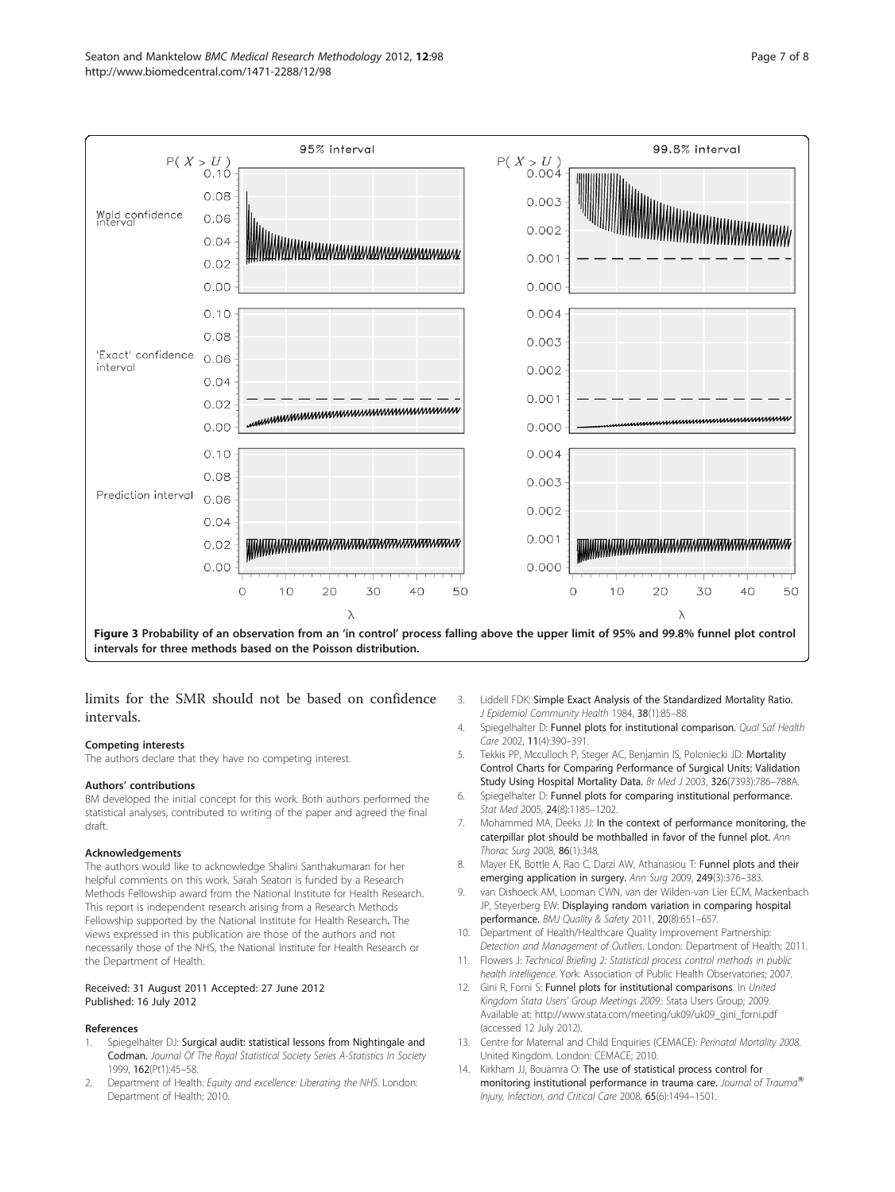Figure 3 Probability of an observation from an 'in control' process falling above the upper limit of 95% and 99.8% funnel plot control intervals for three methods based on the Poisson distribution.

limits for the SMR should not be based on confidence intervals.

### Competing interests

The authors declare that they have no competing interest.

### Authors' contributions

BM developed the initial concept for this work. Both authors performed the statistical analyses, contributed to writing of the paper and agreed the final draft.

### Acknowledgements

The authors would like to acknowledge Shalini Santhakumaran for her helpful comments on this work. Sarah Seaton is funded by a Research Methods Fellowship award from the National Institute for Health Research. This report is independent research arising from a Research Methods Fellowship supported by the National Institute for Health Research. The views expressed in this publication are those of the authors and not necessarily those of the NHS, the National Institute for Health Research or the Department of Health.

Received: 31 August 2011 Accepted: 27 June 2012
Published: 16 July 2012

### References

1. Spiegelhalter DJ: **Surgical audit: statistical lessons from Nightingale and Codman.** *Journal Of The Royal Statistical Society Series A-Statistics In Society* 1999, **162**(Pt1):45–58.
2. Department of Health: *Equity and excellence: Liberating the NHS*. London: Department of Health; 2010.
3. Liddell FDK: **Simple Exact Analysis of the Standardized Mortality Ratio.** *J Epidemiol Community Health* 1984, **38**(1):85–88.
4. Spiegelhalter D: **Funnel plots for institutional comparison.** *Qual Saf Health Care* 2002, **11**(4):390–391.
5. Tekkis PP, Mcculloch P, Steger AC, Benjamin IS, Poloniecki JD: **Mortality Control Charts for Comparing Performance of Surgical Units: Validation Study Using Hospital Mortality Data.** *Br Med J* 2003, **326**(7393):786–788A.
6. Spiegelhalter D: **Funnel plots for comparing institutional performance.** *Stat Med* 2005, **24**(8):1185–1202.
7. Mohammed MA, Deeks JJ: **In the context of performance monitoring, the caterpillar plot should be mothballed in favor of the funnel plot.** *Ann Thorac Surg* 2008, **86**(1):348.
8. Mayer EK, Bottle A, Rao C, Darzi AW, Athanasiou T: **Funnel plots and their emerging application in surgery.** *Ann Surg* 2009, **249**(3):376–383.
9. van Dishoeck AM, Looman CWN, van der Wilden-van Lier ECM, Mackenbach JP, Steyerberg EW: **Displaying random variation in comparing hospital performance.** *BMJ Quality & Safety* 2011, **20**(8):651–657.
10. Department of Health/Healthcare Quality Improvement Partnership: *Detection and Management of Outliers*. London: Department of Health; 2011.
11. Flowers J: *Technical Briefing 2: Statistical process control methods in public health intelligence*. York: Association of Public Health Observatories; 2007.
12. Gini R, Forni S: **Funnel plots for institutional comparisons.** In *United Kingdom Stata Users' Group Meetings 2009:* Stata Users Group; 2009. Available at: http://www.stata.com/meeting/uk09/uk09_gini_forni.pdf (accessed 12 July 2012).
13. Centre for Maternal and Child Enquiries (CEMACE): *Perinatal Mortality 2008*. United Kingdom. London: CEMACE; 2010.
14. Kirkham JJ, Bouamra O: **The use of statistical process control for monitoring institutional performance in trauma care.** *Journal of Trauma® Injury, Infection, and Critical Care* 2008, **65**(6):1494–1501.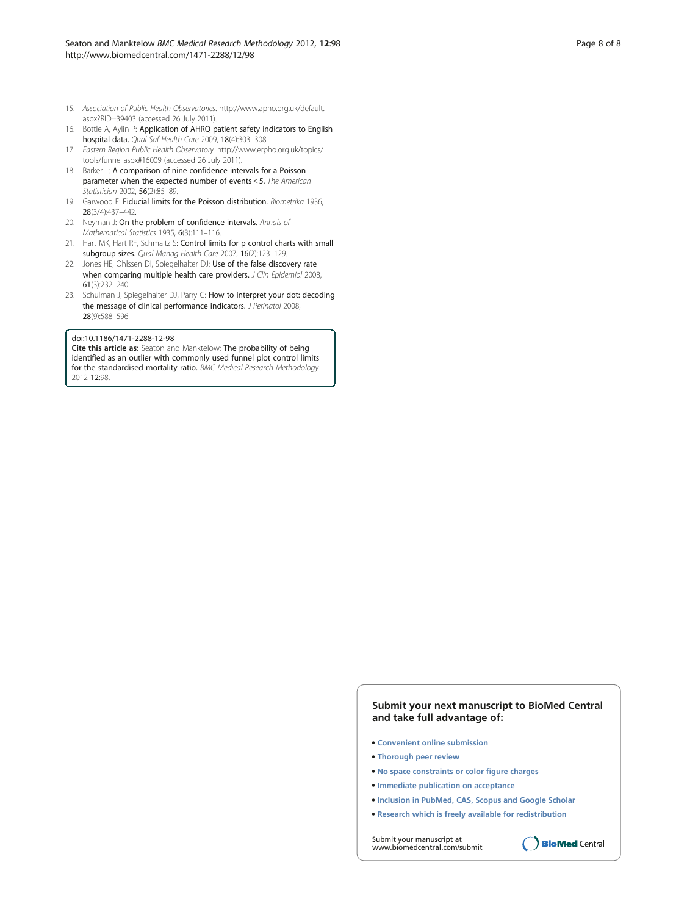15. *Association of Public Health Observatories*. http://www.apho.org.uk/default.aspx?RID=39403 (accessed 26 July 2011).
16. Bottle A, Aylin P: **Application of AHRQ patient safety indicators to English hospital data.** *Qual Saf Health Care* 2009, **18**(4):303–308.
17. *Eastern Region Public Health Observatory*. http://www.erpho.org.uk/topics/tools/funnel.aspx#16009 (accessed 26 July 2011).
18. Barker L: **A comparison of nine confidence intervals for a Poisson parameter when the expected number of events ≤ 5.** *The American Statistician* 2002, **56**(2):85–89.
19. Garwood F: **Fiducial limits for the Poisson distribution.** *Biometrika* 1936, **28**(3/4):437–442.
20. Neyman J: **On the problem of confidence intervals.** *Annals of Mathematical Statistics* 1935, **6**(3):111–116.
21. Hart MK, Hart RF, Schmaltz S: **Control limits for p control charts with small subgroup sizes.** *Qual Manag Health Care* 2007, **16**(2):123–129.
22. Jones HE, Ohlssen DI, Spiegelhalter DJ: **Use of the false discovery rate when comparing multiple health care providers.** *J Clin Epidemiol* 2008, **61**(3):232–240.
23. Schulman J, Spiegelhalter DJ, Parry G: **How to interpret your dot: decoding the message of clinical performance indicators.** *J Perinatol* 2008, **28**(9):588–596.

doi:10.1186/1471-2288-12-98

**Cite this article as:** Seaton and Manktelow: **The probability of being identified as an outlier with commonly used funnel plot control limits for the standardised mortality ratio.** *BMC Medical Research Methodology* 2012 **12**:98.

**Submit your next manuscript to BioMed Central and take full advantage of:**

- **Convenient online submission**
- **Thorough peer review**
- **No space constraints or color figure charges**
- **Immediate publication on acceptance**
- **Inclusion in PubMed, CAS, Scopus and Google Scholar**
- **Research which is freely available for redistribution**

Submit your manuscript at www.biomedcentral.com/submit

BioMed Central